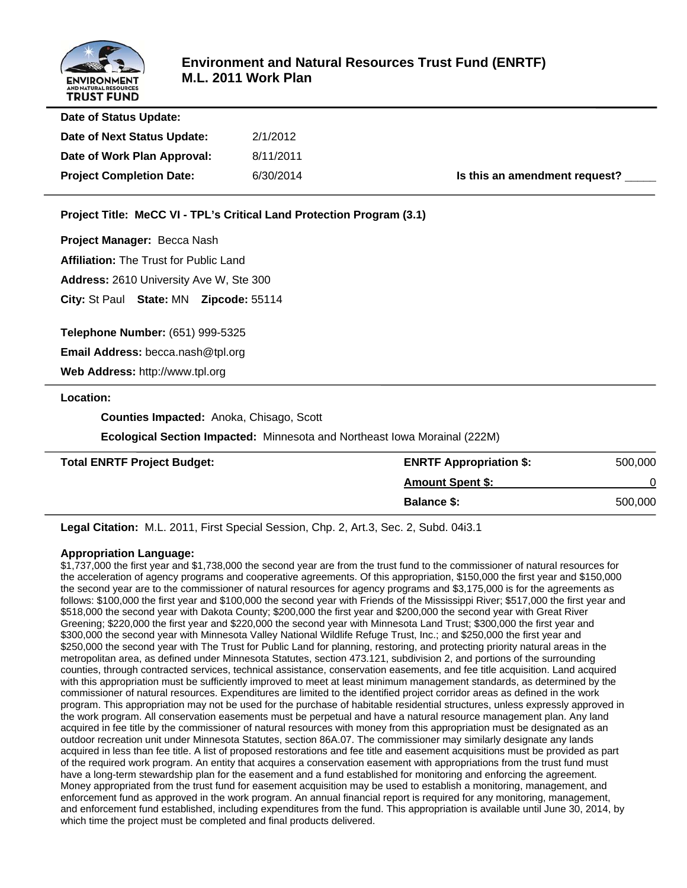# Environment and Natural Resources Trust Fund (ENRTF)
# M.L. 2011 Work Plan

**Date of Status Update:**

**Date of Next Status Update:** 2/1/2012

**Date of Work Plan Approval:** 8/11/2011

**Project Completion Date:** 6/30/2014

**Is this an amendment request?** _____

**Project Title: MeCC VI - TPL's Critical Land Protection Program (3.1)**

**Project Manager:** Becca Nash

**Affiliation:** The Trust for Public Land

**Address:** 2610 University Ave W, Ste 300

**City:** St Paul **State:** MN **Zipcode:** 55114

**Telephone Number:** (651) 999-5325

**Email Address:** becca.nash@tpl.org

**Web Address:** http://www.tpl.org

**Location:**

**Counties Impacted:** Anoka, Chisago, Scott

**Ecological Section Impacted:** Minnesota and Northeast Iowa Morainal (222M)

| **Total ENRTF Project Budget:** | **ENRTF Appropriation $:** | 500,000 |
|---|---|---|
| | **Amount Spent $:** | 0 |
| | **Balance $:** | 500,000 |

**Legal Citation:** M.L. 2011, First Special Session, Chp. 2, Art.3, Sec. 2, Subd. 04i3.1

**Appropriation Language:**

$1,737,000 the first year and $1,738,000 the second year are from the trust fund to the commissioner of natural resources for the acceleration of agency programs and cooperative agreements. Of this appropriation, $150,000 the first year and $150,000 the second year are to the commissioner of natural resources for agency programs and $3,175,000 is for the agreements as follows: $100,000 the first year and $100,000 the second year with Friends of the Mississippi River; $517,000 the first year and $518,000 the second year with Dakota County; $200,000 the first year and $200,000 the second year with Great River Greening; $220,000 the first year and $220,000 the second year with Minnesota Land Trust; $300,000 the first year and $300,000 the second year with Minnesota Valley National Wildlife Refuge Trust, Inc.; and $250,000 the first year and $250,000 the second year with The Trust for Public Land for planning, restoring, and protecting priority natural areas in the metropolitan area, as defined under Minnesota Statutes, section 473.121, subdivision 2, and portions of the surrounding counties, through contracted services, technical assistance, conservation easements, and fee title acquisition. Land acquired with this appropriation must be sufficiently improved to meet at least minimum management standards, as determined by the commissioner of natural resources. Expenditures are limited to the identified project corridor areas as defined in the work program. This appropriation may not be used for the purchase of habitable residential structures, unless expressly approved in the work program. All conservation easements must be perpetual and have a natural resource management plan. Any land acquired in fee title by the commissioner of natural resources with money from this appropriation must be designated as an outdoor recreation unit under Minnesota Statutes, section 86A.07. The commissioner may similarly designate any lands acquired in less than fee title. A list of proposed restorations and fee title and easement acquisitions must be provided as part of the required work program. An entity that acquires a conservation easement with appropriations from the trust fund must have a long-term stewardship plan for the easement and a fund established for monitoring and enforcing the agreement. Money appropriated from the trust fund for easement acquisition may be used to establish a monitoring, management, and enforcement fund as approved in the work program. An annual financial report is required for any monitoring, management, and enforcement fund established, including expenditures from the fund. This appropriation is available until June 30, 2014, by which time the project must be completed and final products delivered.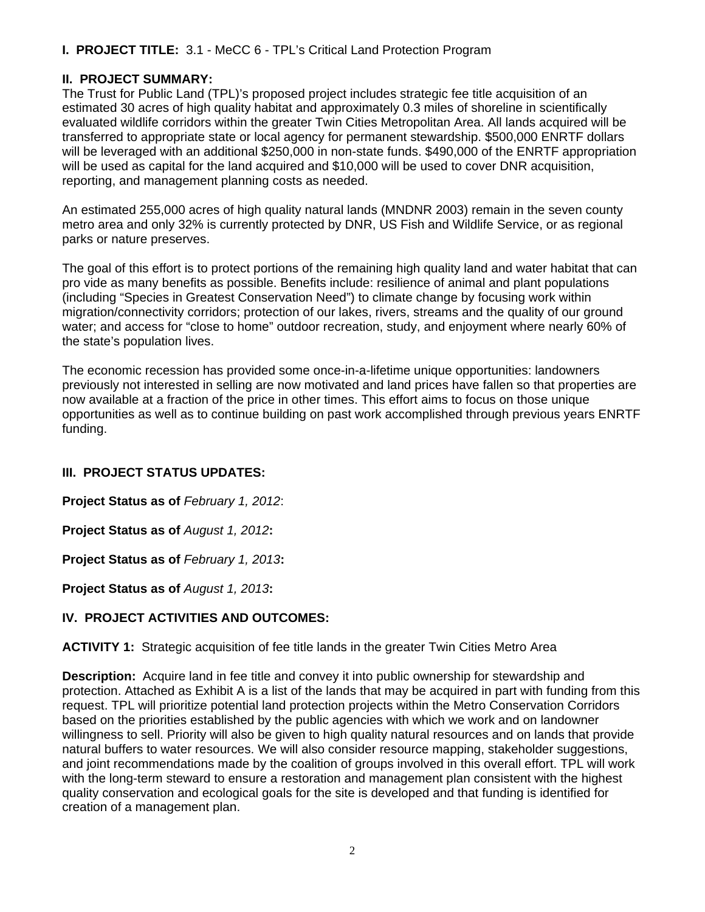**I. PROJECT TITLE:** 3.1 - MeCC 6 - TPL's Critical Land Protection Program

**II. PROJECT SUMMARY:**
The Trust for Public Land (TPL)'s proposed project includes strategic fee title acquisition of an estimated 30 acres of high quality habitat and approximately 0.3 miles of shoreline in scientifically evaluated wildlife corridors within the greater Twin Cities Metropolitan Area. All lands acquired will be transferred to appropriate state or local agency for permanent stewardship. $500,000 ENRTF dollars will be leveraged with an additional $250,000 in non-state funds. $490,000 of the ENRTF appropriation will be used as capital for the land acquired and $10,000 will be used to cover DNR acquisition, reporting, and management planning costs as needed.

An estimated 255,000 acres of high quality natural lands (MNDNR 2003) remain in the seven county metro area and only 32% is currently protected by DNR, US Fish and Wildlife Service, or as regional parks or nature preserves.

The goal of this effort is to protect portions of the remaining high quality land and water habitat that can pro vide as many benefits as possible. Benefits include: resilience of animal and plant populations (including "Species in Greatest Conservation Need") to climate change by focusing work within migration/connectivity corridors; protection of our lakes, rivers, streams and the quality of our ground water; and access for "close to home" outdoor recreation, study, and enjoyment where nearly 60% of the state's population lives.

The economic recession has provided some once-in-a-lifetime unique opportunities: landowners previously not interested in selling are now motivated and land prices have fallen so that properties are now available at a fraction of the price in other times. This effort aims to focus on those unique opportunities as well as to continue building on past work accomplished through previous years ENRTF funding.

**III. PROJECT STATUS UPDATES:**

**Project Status as of** *February 1, 2012*:

**Project Status as of** *August 1, 2012***:**

**Project Status as of** *February 1, 2013***:**

**Project Status as of** *August 1, 2013***:**

**IV. PROJECT ACTIVITIES AND OUTCOMES:**

**ACTIVITY 1:** Strategic acquisition of fee title lands in the greater Twin Cities Metro Area

**Description:** Acquire land in fee title and convey it into public ownership for stewardship and protection. Attached as Exhibit A is a list of the lands that may be acquired in part with funding from this request. TPL will prioritize potential land protection projects within the Metro Conservation Corridors based on the priorities established by the public agencies with which we work and on landowner willingness to sell. Priority will also be given to high quality natural resources and on lands that provide natural buffers to water resources. We will also consider resource mapping, stakeholder suggestions, and joint recommendations made by the coalition of groups involved in this overall effort. TPL will work with the long-term steward to ensure a restoration and management plan consistent with the highest quality conservation and ecological goals for the site is developed and that funding is identified for creation of a management plan.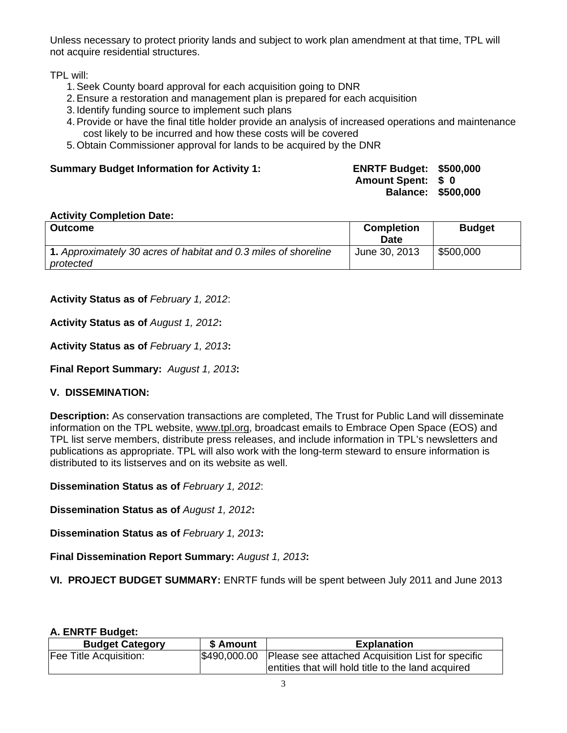Unless necessary to protect priority lands and subject to work plan amendment at that time, TPL will not acquire residential structures.

TPL will:

1. Seek County board approval for each acquisition going to DNR
2. Ensure a restoration and management plan is prepared for each acquisition
3. Identify funding source to implement such plans
4. Provide or have the final title holder provide an analysis of increased operations and maintenance cost likely to be incurred and how these costs will be covered
5. Obtain Commissioner approval for lands to be acquired by the DNR

**Summary Budget Information for Activity 1:**

**ENRTF Budget: $500,000**
**Amount Spent: $ 0**
**Balance: $500,000**

**Activity Completion Date:**

| Outcome | Completion Date | Budget |
|---|---|---|
| **1.** *Approximately 30 acres of habitat and 0.3 miles of shoreline protected* | June 30, 2013 | $500,000 |

**Activity Status as of** *February 1, 2012*:

**Activity Status as of** *August 1, 2012***:**

**Activity Status as of** *February 1, 2013***:**

**Final Report Summary:** *August 1, 2013***:**

## V. DISSEMINATION:

**Description:** As conservation transactions are completed, The Trust for Public Land will disseminate information on the TPL website, www.tpl.org, broadcast emails to Embrace Open Space (EOS) and TPL list serve members, distribute press releases, and include information in TPL's newsletters and publications as appropriate. TPL will also work with the long-term steward to ensure information is distributed to its listserves and on its website as well.

**Dissemination Status as of** *February 1, 2012*:

**Dissemination Status as of** *August 1, 2012***:**

**Dissemination Status as of** *February 1, 2013***:**

**Final Dissemination Report Summary:** *August 1, 2013***:**

## VI. PROJECT BUDGET SUMMARY: ENRTF funds will be spent between July 2011 and June 2013

**A. ENRTF Budget:**

| Budget Category | $ Amount | Explanation |
|---|---|---|
| Fee Title Acquisition: | $490,000.00 | Please see attached Acquisition List for specific entities that will hold title to the land acquired |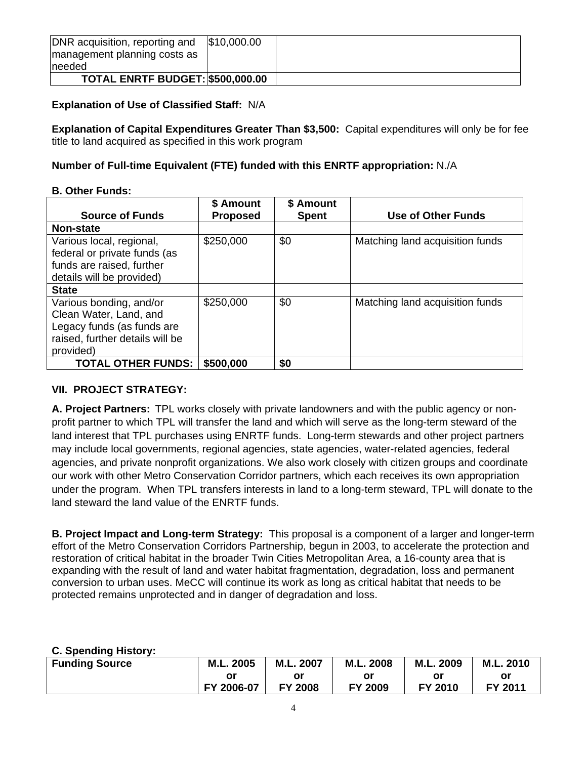| | | |
|---|---|---|
| DNR acquisition, reporting and management planning costs as needed | $10,000.00 | |
| **TOTAL ENRTF BUDGET:** | **$500,000.00** | |

**Explanation of Use of Classified Staff:** N/A

**Explanation of Capital Expenditures Greater Than $3,500:** Capital expenditures will only be for fee title to land acquired as specified in this work program

**Number of Full-time Equivalent (FTE) funded with this ENRTF appropriation:** N./A

**B. Other Funds:**

| Source of Funds | $ Amount Proposed | $ Amount Spent | Use of Other Funds |
|---|---|---|---|
| **Non-state** | | | |
| Various local, regional, federal or private funds (as funds are raised, further details will be provided) | $250,000 | $0 | Matching land acquisition funds |
| **State** | | | |
| Various bonding, and/or Clean Water, Land, and Legacy funds (as funds are raised, further details will be provided) | $250,000 | $0 | Matching land acquisition funds |
| **TOTAL OTHER FUNDS:** | **$500,000** | **$0** | |

## VII. PROJECT STRATEGY:

**A. Project Partners:** TPL works closely with private landowners and with the public agency or non-profit partner to which TPL will transfer the land and which will serve as the long-term steward of the land interest that TPL purchases using ENRTF funds. Long-term stewards and other project partners may include local governments, regional agencies, state agencies, water-related agencies, federal agencies, and private nonprofit organizations. We also work closely with citizen groups and coordinate our work with other Metro Conservation Corridor partners, which each receives its own appropriation under the program. When TPL transfers interests in land to a long-term steward, TPL will donate to the land steward the land value of the ENRTF funds.

**B. Project Impact and Long-term Strategy:** This proposal is a component of a larger and longer-term effort of the Metro Conservation Corridors Partnership, begun in 2003, to accelerate the protection and restoration of critical habitat in the broader Twin Cities Metropolitan Area, a 16-county area that is expanding with the result of land and water habitat fragmentation, degradation, loss and permanent conversion to urban uses. MeCC will continue its work as long as critical habitat that needs to be protected remains unprotected and in danger of degradation and loss.

**C. Spending History:**

| Funding Source | M.L. 2005 or FY 2006-07 | M.L. 2007 or FY 2008 | M.L. 2008 or FY 2009 | M.L. 2009 or FY 2010 | M.L. 2010 or FY 2011 |
|---|---|---|---|---|---|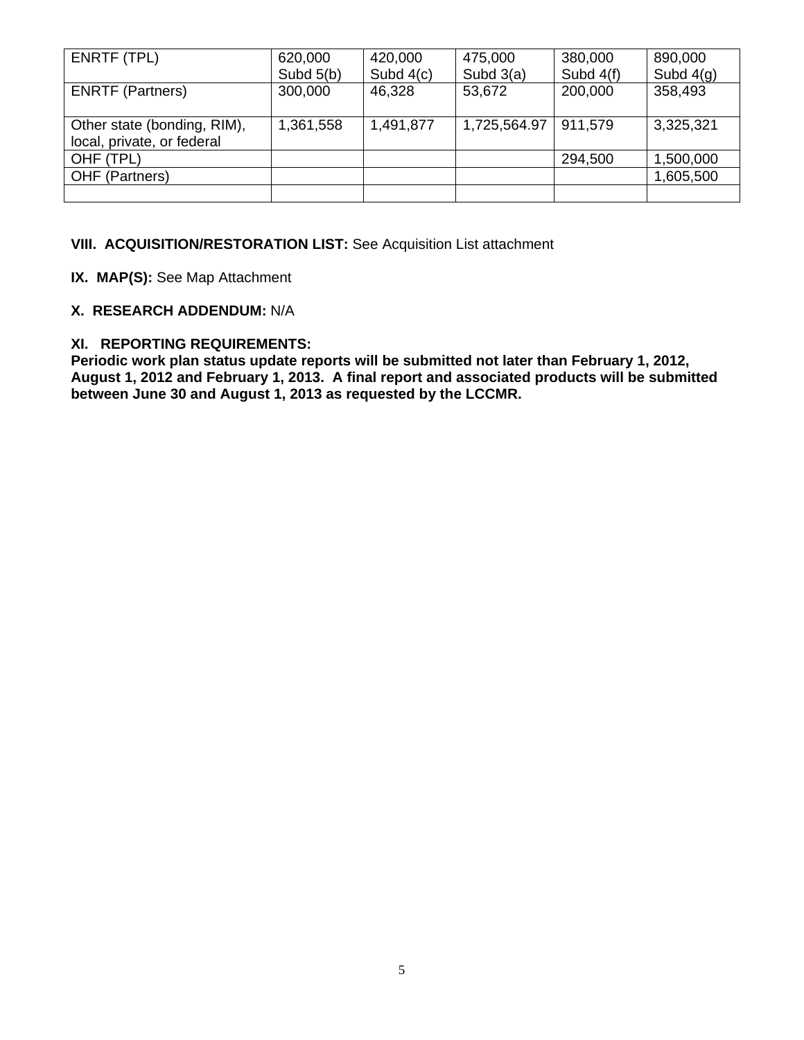| ENRTF (TPL) | 620,000 Subd 5(b) | 420,000 Subd 4(c) | 475,000 Subd 3(a) | 380,000 Subd 4(f) | 890,000 Subd 4(g) |
|---|---|---|---|---|---|
| ENRTF (Partners) | 300,000 | 46,328 | 53,672 | 200,000 | 358,493 |
| Other state (bonding, RIM), local, private, or federal | 1,361,558 | 1,491,877 | 1,725,564.97 | 911,579 | 3,325,321 |
| OHF (TPL) | | | | 294,500 | 1,500,000 |
| OHF (Partners) | | | | | 1,605,500 |
| | | | | | |

**VIII. ACQUISITION/RESTORATION LIST:** See Acquisition List attachment

**IX. MAP(S):** See Map Attachment

**X. RESEARCH ADDENDUM:** N/A

**XI. REPORTING REQUIREMENTS:**
**Periodic work plan status update reports will be submitted not later than February 1, 2012, August 1, 2012 and February 1, 2013. A final report and associated products will be submitted between June 30 and August 1, 2013 as requested by the LCCMR.**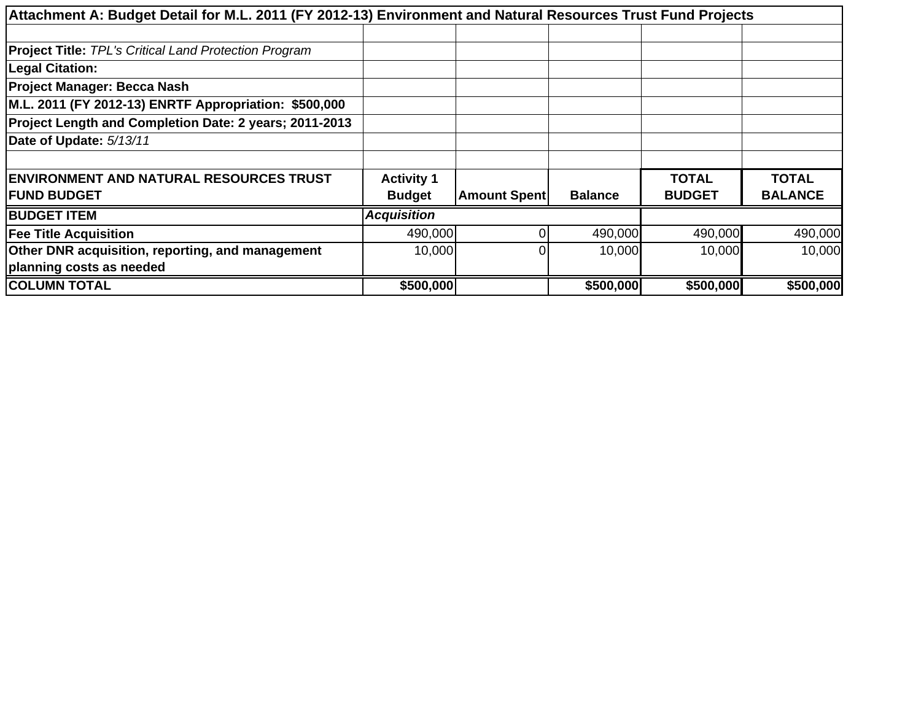**Attachment A: Budget Detail for M.L. 2011 (FY 2012-13) Environment and Natural Resources Trust Fund Projects**

**Project Title:** *TPL's Critical Land Protection Program*

**Legal Citation:**

**Project Manager: Becca Nash**

**M.L. 2011 (FY 2012-13) ENRTF Appropriation: $500,000**

**Project Length and Completion Date: 2 years; 2011-2013**

**Date of Update:** *5/13/11*

| ENVIRONMENT AND NATURAL RESOURCES TRUST FUND BUDGET | Activity 1 Budget | Amount Spent | Balance | TOTAL BUDGET | TOTAL BALANCE |
|---|---|---|---|---|---|
| **BUDGET ITEM** | ***Acquisition*** | | | | |
| **Fee Title Acquisition** | 490,000 | 0 | 490,000 | 490,000 | 490,000 |
| **Other DNR acquisition, reporting, and management planning costs as needed** | 10,000 | 0 | 10,000 | 10,000 | 10,000 |
| **COLUMN TOTAL** | **$500,000** | | **$500,000** | **$500,000** | **$500,000** |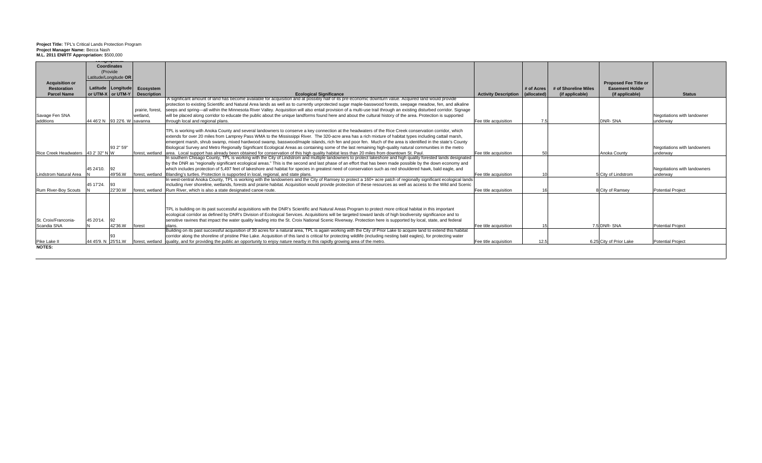**Project Title:** TPL's Critical Lands Protection Program
**Project Manager Name:** Becca Nash
**M.L. 2011 ENRTF Appropriation:** $500,000

| Acquisition or Restoration Parcel Name | Coordinates (Provide Latitude/Longitude OR UTM) Latitude or UTM-X | Longitude or UTM-Y | Ecosystem Description | Ecological Significance | Activity Description | # of Acres (allocated) | # of Shoreline Miles (if applicable) | Proposed Fee Title or Easement Holder (if applicable) | Status |
|---|---|---|---|---|---|---|---|---|---|
| Savage Fen SNA additions | 44 46'2 N | 93 22'6. W | prairie, forest, wetland, savanna | A significant amount of land has become available for acquisition and at possibly half of its pre-economic downturn value. Acquired land would provide protection to existing Scientific and Natural Area lands as well as to currently unprotected sugar maple-basswood forests, seepage meadow, fen, and alkaline seeps and spring—all within the Minnesota River Valley. Acquisition will also entail provision of a multi-use trail through an existing disturbed corridor. Signage will be placed along corridor to educate the public about the unique landforms found here and about the cultural history of the area. Protection is supported through local and regional plans. | Fee title acquisition | 7.5 | | DNR- SNA | Negotiations with landowner underway |
| Rice Creek Headwaters | 43 2' 32" N | 93 2' 59" W | forest, wetland | TPL is working with Anoka County and several landowners to conserve a key connection at the headwaters of the Rice Creek conservation corridor, which extends for over 20 miles from Lamprey Pass WMA to the Mississippi River. The 320-acre area has a rich mixture of habitat types including cattail marsh, emergent marsh, shrub swamp, mixed hardwood swamp, basswood/maple islands, rich fen and poor fen. Much of the area is identified in the state's County Biological Survey and Metro Regionally Significant Ecological Areas as containing some of the last remaining high-quality natural communities in the metro area. Local support has already been obtained for conservation of this high quality habitat less than 20 miles from downtown St. Paul. | Fee title acquisition | 50 | | Anoka County | Negotiations with landowners underway |
| Lindstrom Natural Area | 45 24'10. N | 92 49'56.W | forest, wetland | In southern Chisago County, TPL is working with the City of Lindstrom and multiple landowners to protect lakeshore and regionally significant forested lands designated by the DNR as "regionally significant ecological areas." This is the second and last phase of an effort that has been made possible by the down economy and which includes protection of 5,497 feet of lakeshore and habitat for species in greatest need of conservation such as red shouldered hawk, bald eagle, and Blanding's turtles. Protection is supported in local, regional, and state plans. | Fee title acquisition | 10 | | 5 City of Lindstrom | Negotiations with landowners underway |
| Rum River-Boy Scouts | 45 17'24. N | 93 22'30.W | forest, wetland | In west-central Anoka County, TPL is working with the landowners and the City of Ramsey to protect a 160+ acre patch of regionally significant ecological lands including river shoreline, wetlands, forests and prairie habitat. Acquisition would provide protection of these resources as well as access to the Wild and Scenic Rum River, which is also a state designated canoe route. | Fee title acquisition | 16 | | 8 City of Ramsey | Potential Project |
| St. Croix/Franconia-Scandia SNA | 45 20'14. N | 92 42'36.W | forest | TPL is building on its past successful acquisitions with the DNR's Scientific and Natural Areas Program to protect more critical habitat in this important ecological corridor as defined by DNR's Division of Ecological Services. Acquisitions will be targeted toward lands of high biodiversity significance and to sensitive ravines that impact the water quality leading into the St. Croix National Scenic Riverway. Protection here is supported by local, state, and federal plans. | Fee title acquisition | 15 | | 7.5 DNR- SNA | Potential Project |
| Pike Lake II | 44 45'9. N | 93 25'51.W | forest, wetland | Building on its past successful acquisition of 30 acres for a natural area, TPL is again working with the City of Prior Lake to acquire land to extend this habitat corridor along the shoreline of pristine Pike Lake. Acquisition of this land is critical for protecting wildlife (including nesting bald eagles), for protecting water quality, and for providing the public an opportunity to enjoy nature nearby in this rapidly growing area of the metro. | Fee title acquisition | 12.5 | | 6.25 City of Prior Lake | Potential Project |

**NOTES:**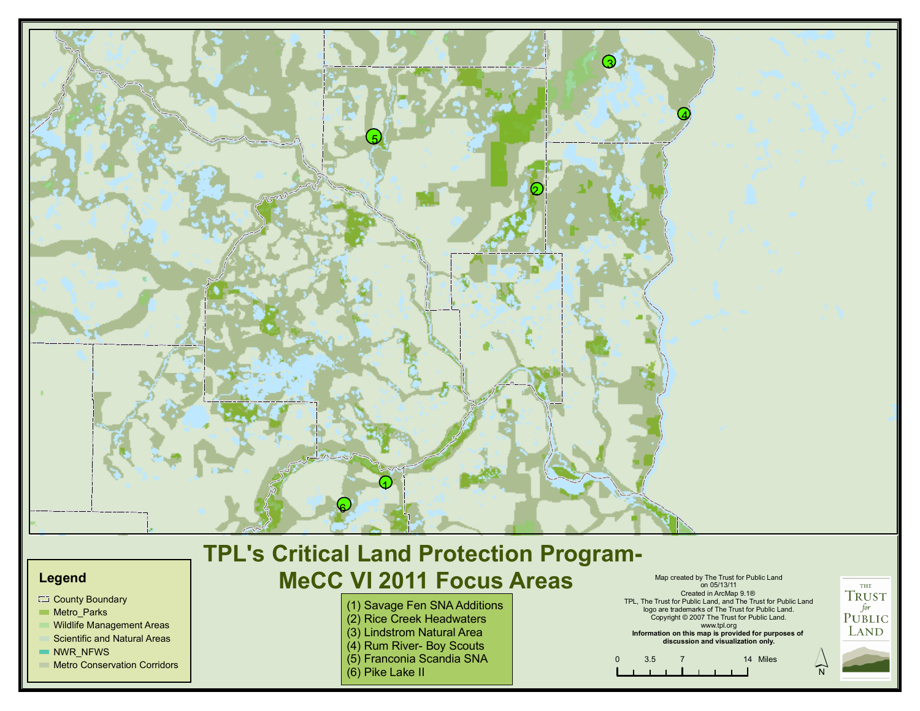# TPL's Critical Land Protection Program- MeCC VI 2011 Focus Areas

**Legend**

- County Boundary
- Metro_Parks
- Wildlife Management Areas
- Scientific and Natural Areas
- NWR_NFWS
- Metro Conservation Corridors

(1) Savage Fen SNA Additions
(2) Rice Creek Headwaters
(3) Lindstrom Natural Area
(4) Rum River- Boy Scouts
(5) Franconia Scandia SNA
(6) Pike Lake II

Map created by The Trust for Public Land
on 05/13/11
Created in ArcMap 9.1®
TPL, The Trust for Public Land, and The Trust for Public Land
logo are trademarks of The Trust for Public Land.
Copyright © 2007 The Trust for Public Land.
www.tpl.org
**Information on this map is provided for purposes of discussion and visualization only.**

0 3.5 7 14 Miles

N

THE TRUST for PUBLIC LAND